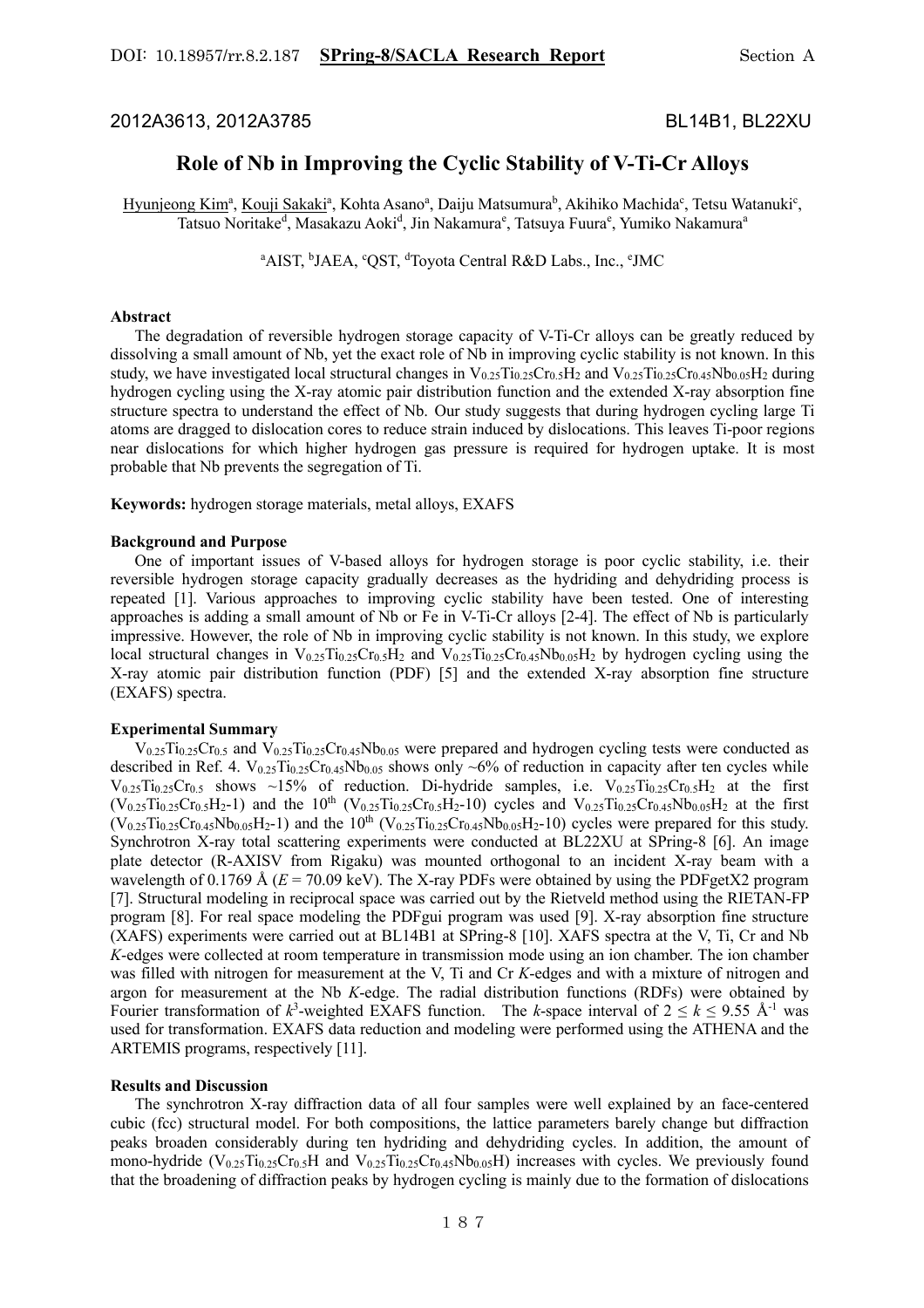2012A3613, 2012A3785 BL14B1, BL22XU

# Role of Nb in Improving the Cyclic Stability of V-Ti-Cr Alloys

Hyunjeong Kim[a], Kouji Sakaki[a], Kohta Asano[a], Daiju Matsumura[b], Akihiko Machida[c], Tetsu Watanuki[c], Tatsuo Noritake[d], Masakazu Aoki[d], Jin Nakamura[e], Tatsuya Fuura[e], Yumiko Nakamura[a]

[a]AIST, [b]JAEA, [c]QST, [d]Toyota Central R&D Labs., Inc., [e]JMC

**Abstract**

The degradation of reversible hydrogen storage capacity of V-Ti-Cr alloys can be greatly reduced by dissolving a small amount of Nb, yet the exact role of Nb in improving cyclic stability is not known. In this study, we have investigated local structural changes in $V_{0.25}Ti_{0.25}Cr_{0.5}H_2$ and $V_{0.25}Ti_{0.25}Cr_{0.45}Nb_{0.05}H_2$ during hydrogen cycling using the X-ray atomic pair distribution function and the extended X-ray absorption fine structure spectra to understand the effect of Nb. Our study suggests that during hydrogen cycling large Ti atoms are dragged to dislocation cores to reduce strain induced by dislocations. This leaves Ti-poor regions near dislocations for which higher hydrogen gas pressure is required for hydrogen uptake. It is most probable that Nb prevents the segregation of Ti.

**Keywords:** hydrogen storage materials, metal alloys, EXAFS

**Background and Purpose**

One of important issues of V-based alloys for hydrogen storage is poor cyclic stability, i.e. their reversible hydrogen storage capacity gradually decreases as the hydriding and dehydriding process is repeated [1]. Various approaches to improving cyclic stability have been tested. One of interesting approaches is adding a small amount of Nb or Fe in V-Ti-Cr alloys [2-4]. The effect of Nb is particularly impressive. However, the role of Nb in improving cyclic stability is not known. In this study, we explore local structural changes in $V_{0.25}Ti_{0.25}Cr_{0.5}H_2$ and $V_{0.25}Ti_{0.25}Cr_{0.45}Nb_{0.05}H_2$ by hydrogen cycling using the X-ray atomic pair distribution function (PDF) [5] and the extended X-ray absorption fine structure (EXAFS) spectra.

**Experimental Summary**

$V_{0.25}Ti_{0.25}Cr_{0.5}$ and $V_{0.25}Ti_{0.25}Cr_{0.45}Nb_{0.05}$ were prepared and hydrogen cycling tests were conducted as described in Ref. 4. $V_{0.25}Ti_{0.25}Cr_{0.45}Nb_{0.05}$ shows only ~6% of reduction in capacity after ten cycles while $V_{0.25}Ti_{0.25}Cr_{0.5}$ shows ~15% of reduction. Di-hydride samples, i.e. $V_{0.25}Ti_{0.25}Cr_{0.5}H_2$ at the first ($V_{0.25}Ti_{0.25}Cr_{0.5}H_2$-1) and the 10th ($V_{0.25}Ti_{0.25}Cr_{0.5}H_2$-10) cycles and $V_{0.25}Ti_{0.25}Cr_{0.45}Nb_{0.05}H_2$ at the first ($V_{0.25}Ti_{0.25}Cr_{0.45}Nb_{0.05}H_2$-1) and the 10th ($V_{0.25}Ti_{0.25}Cr_{0.45}Nb_{0.05}H_2$-10) cycles were prepared for this study. Synchrotron X-ray total scattering experiments were conducted at BL22XU at SPring-8 [6]. An image plate detector (R-AXISV from Rigaku) was mounted orthogonal to an incident X-ray beam with a wavelength of 0.1769 Å ($E$ = 70.09 keV). The X-ray PDFs were obtained by using the PDFgetX2 program [7]. Structural modeling in reciprocal space was carried out by the Rietveld method using the RIETAN-FP program [8]. For real space modeling the PDFgui program was used [9]. X-ray absorption fine structure (XAFS) experiments were carried out at BL14B1 at SPring-8 [10]. XAFS spectra at the V, Ti, Cr and Nb *K*-edges were collected at room temperature in transmission mode using an ion chamber. The ion chamber was filled with nitrogen for measurement at the V, Ti and Cr *K*-edges and with a mixture of nitrogen and argon for measurement at the Nb *K*-edge. The radial distribution functions (RDFs) were obtained by Fourier transformation of $k^3$-weighted EXAFS function. The $k$-space interval of $2 \leq k \leq 9.55$ Å$^{-1}$ was used for transformation. EXAFS data reduction and modeling were performed using the ATHENA and the ARTEMIS programs, respectively [11].

**Results and Discussion**

The synchrotron X-ray diffraction data of all four samples were well explained by an face-centered cubic (fcc) structural model. For both compositions, the lattice parameters barely change but diffraction peaks broaden considerably during ten hydriding and dehydriding cycles. In addition, the amount of mono-hydride ($V_{0.25}Ti_{0.25}Cr_{0.5}H$ and $V_{0.25}Ti_{0.25}Cr_{0.45}Nb_{0.05}H$) increases with cycles. We previously found that the broadening of diffraction peaks by hydrogen cycling is mainly due to the formation of dislocations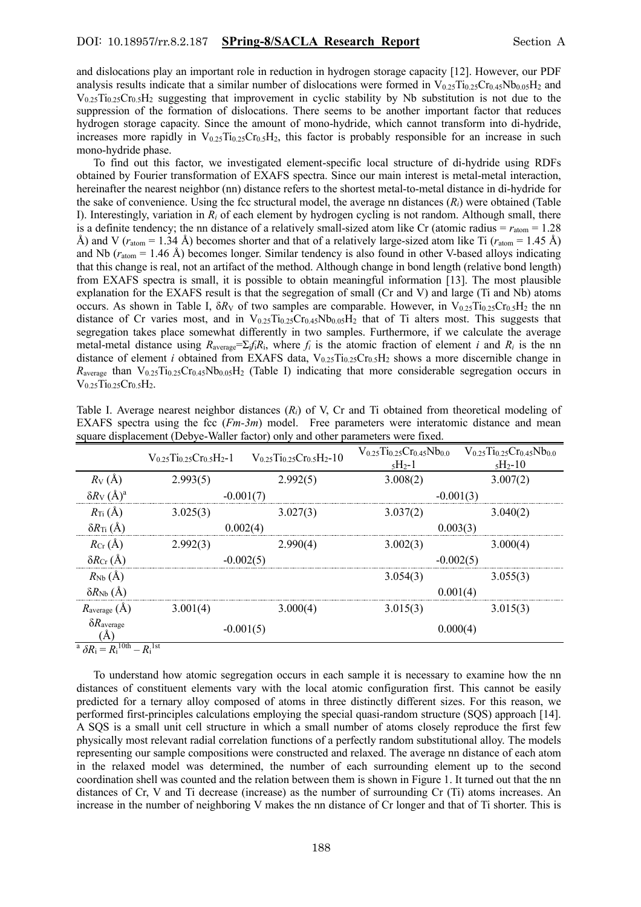and dislocations play an important role in reduction in hydrogen storage capacity [12]. However, our PDF analysis results indicate that a similar number of dislocations were formed in $V_{0.25}Ti_{0.25}Cr_{0.45}Nb_{0.05}H_2$ and $V_{0.25}Ti_{0.25}Cr_{0.5}H_2$ suggesting that improvement in cyclic stability by Nb substitution is not due to the suppression of the formation of dislocations. There seems to be another important factor that reduces hydrogen storage capacity. Since the amount of mono-hydride, which cannot transform into di-hydride, increases more rapidly in $V_{0.25}Ti_{0.25}Cr_{0.5}H_2$, this factor is probably responsible for an increase in such mono-hydride phase.

To find out this factor, we investigated element-specific local structure of di-hydride using RDFs obtained by Fourier transformation of EXAFS spectra. Since our main interest is metal-metal interaction, hereinafter the nearest neighbor (nn) distance refers to the shortest metal-to-metal distance in di-hydride for the sake of convenience. Using the fcc structural model, the average nn distances ($R_i$) were obtained (Table I). Interestingly, variation in $R_i$ of each element by hydrogen cycling is not random. Although small, there is a definite tendency; the nn distance of a relatively small-sized atom like Cr (atomic radius = $r_{atom}$ = 1.28 Å) and V ($r_{atom}$ = 1.34 Å) becomes shorter and that of a relatively large-sized atom like Ti ($r_{atom}$ = 1.45 Å) and Nb ($r_{atom}$ = 1.46 Å) becomes longer. Similar tendency is also found in other V-based alloys indicating that this change is real, not an artifact of the method. Although change in bond length (relative bond length) from EXAFS spectra is small, it is possible to obtain meaningful information [13]. The most plausible explanation for the EXAFS result is that the segregation of small (Cr and V) and large (Ti and Nb) atoms occurs. As shown in Table I, $\delta R_V$ of two samples are comparable. However, in $V_{0.25}Ti_{0.25}Cr_{0.5}H_2$ the nn distance of Cr varies most, and in $V_{0.25}Ti_{0.25}Cr_{0.45}Nb_{0.05}H_2$ that of Ti alters most. This suggests that segregation takes place somewhat differently in two samples. Furthermore, if we calculate the average metal-metal distance using $R_{average}=\Sigma_i f_i R_i$, where $f_i$ is the atomic fraction of element $i$ and $R_i$ is the nn distance of element $i$ obtained from EXAFS data, $V_{0.25}Ti_{0.25}Cr_{0.5}H_2$ shows a more discernible change in $R_{average}$ than $V_{0.25}Ti_{0.25}Cr_{0.45}Nb_{0.05}H_2$ (Table I) indicating that more considerable segregation occurs in $V_{0.25}Ti_{0.25}Cr_{0.5}H_2$.

Table I. Average nearest neighbor distances ($R_i$) of V, Cr and Ti obtained from theoretical modeling of EXAFS spectra using the fcc ($Fm\text{-}3m$) model. Free parameters were interatomic distance and mean square displacement (Debye-Waller factor) only and other parameters were fixed.

| | $V_{0.25}Ti_{0.25}Cr_{0.5}H_2$-1 | $V_{0.25}Ti_{0.25}Cr_{0.5}H_2$-10 | $V_{0.25}Ti_{0.25}Cr_{0.45}Nb_{0.05}H_2$-1 | $V_{0.25}Ti_{0.25}Cr_{0.45}Nb_{0.05}H_2$-10 |
|---|---|---|---|---|
| $R_V$ (Å) | 2.993(5) | 2.992(5) | 3.008(2) | 3.007(2) |
| $\delta R_V$ (Å)[a] | -0.001(7) | | -0.001(3) | |
| $R_{Ti}$ (Å) | 3.025(3) | 3.027(3) | 3.037(2) | 3.040(2) |
| $\delta R_{Ti}$ (Å) | 0.002(4) | | 0.003(3) | |
| $R_{Cr}$ (Å) | 2.992(3) | 2.990(4) | 3.002(3) | 3.000(4) |
| $\delta R_{Cr}$ (Å) | -0.002(5) | | -0.002(5) | |
| $R_{Nb}$ (Å) | | | 3.054(3) | 3.055(3) |
| $\delta R_{Nb}$ (Å) | | | 0.001(4) | |
| $R_{average}$ (Å) | 3.001(4) | 3.000(4) | 3.015(3) | 3.015(3) |
| $\delta R_{average}$ (Å) | -0.001(5) | | 0.000(4) | |

[a] $\delta R_i = R_i^{10th} - R_i^{1st}$

To understand how atomic segregation occurs in each sample it is necessary to examine how the nn distances of constituent elements vary with the local atomic configuration first. This cannot be easily predicted for a ternary alloy composed of atoms in three distinctly different sizes. For this reason, we performed first-principles calculations employing the special quasi-random structure (SQS) approach [14]. A SQS is a small unit cell structure in which a small number of atoms closely reproduce the first few physically most relevant radial correlation functions of a perfectly random substitutional alloy. The models representing our sample compositions were constructed and relaxed. The average nn distance of each atom in the relaxed model was determined, the number of each surrounding element up to the second coordination shell was counted and the relation between them is shown in Figure 1. It turned out that the nn distances of Cr, V and Ti decrease (increase) as the number of surrounding Cr (Ti) atoms increases. An increase in the number of neighboring V makes the nn distance of Cr longer and that of Ti shorter. This is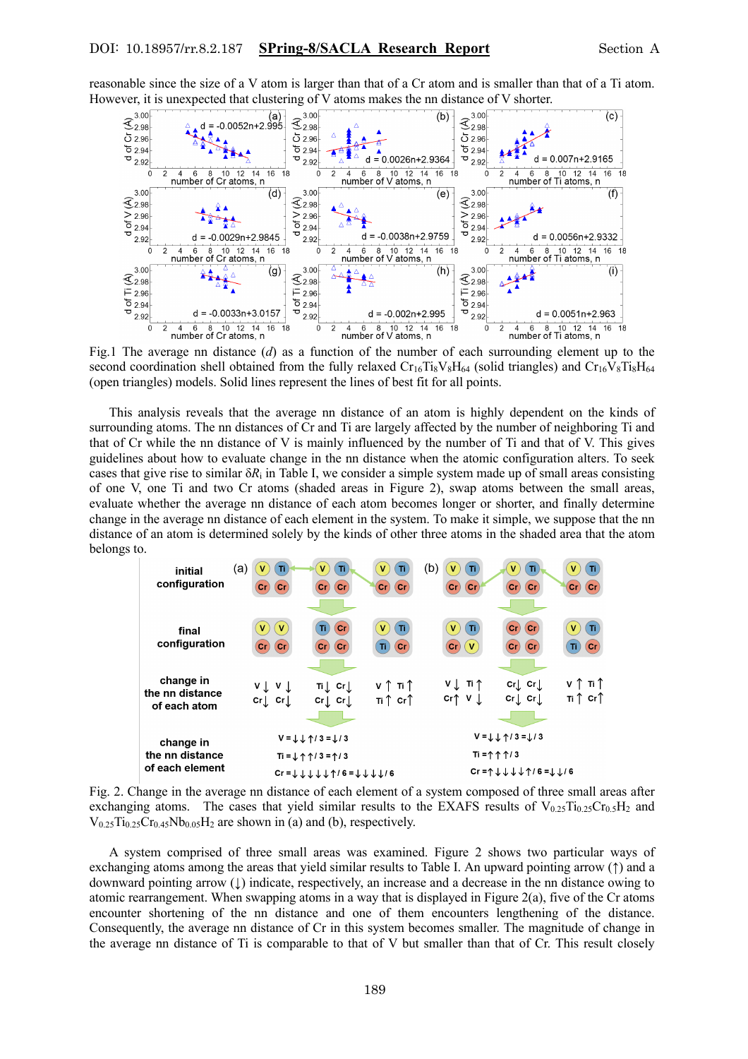reasonable since the size of a V atom is larger than that of a Cr atom and is smaller than that of a Ti atom. However, it is unexpected that clustering of V atoms makes the nn distance of V shorter.

Fig.1 The average nn distance ($d$) as a function of the number of each surrounding element up to the second coordination shell obtained from the fully relaxed $Cr_{16}Ti_8V_8H_{64}$ (solid triangles) and $Cr_{16}V_8Ti_8H_{64}$ (open triangles) models. Solid lines represent the lines of best fit for all points.

This analysis reveals that the average nn distance of an atom is highly dependent on the kinds of surrounding atoms. The nn distances of Cr and Ti are largely affected by the number of neighboring Ti and that of Cr while the nn distance of V is mainly influenced by the number of Ti and that of V. This gives guidelines about how to evaluate change in the nn distance when the atomic configuration alters. To seek cases that give rise to similar $\delta R_i$ in Table I, we consider a simple system made up of small areas consisting of one V, one Ti and two Cr atoms (shaded areas in Figure 2), swap atoms between the small areas, evaluate whether the average nn distance of each atom becomes longer or shorter, and finally determine change in the average nn distance of each element in the system. To make it simple, we suppose that the nn distance of an atom is determined solely by the kinds of other three atoms in the shaded area that the atom belongs to.

Fig. 2. Change in the average nn distance of each element of a system composed of three small areas after exchanging atoms. The cases that yield similar results to the EXAFS results of $V_{0.25}Ti_{0.25}Cr_{0.5}H_2$ and $V_{0.25}Ti_{0.25}Cr_{0.45}Nb_{0.05}H_2$ are shown in (a) and (b), respectively.

A system comprised of three small areas was examined. Figure 2 shows two particular ways of exchanging atoms among the areas that yield similar results to Table I. An upward pointing arrow (↑) and a downward pointing arrow (↓) indicate, respectively, an increase and a decrease in the nn distance owing to atomic rearrangement. When swapping atoms in a way that is displayed in Figure 2(a), five of the Cr atoms encounter shortening of the nn distance and one of them encounters lengthening of the distance. Consequently, the average nn distance of Cr in this system becomes smaller. The magnitude of change in the average nn distance of Ti is comparable to that of V but smaller than that of Cr. This result closely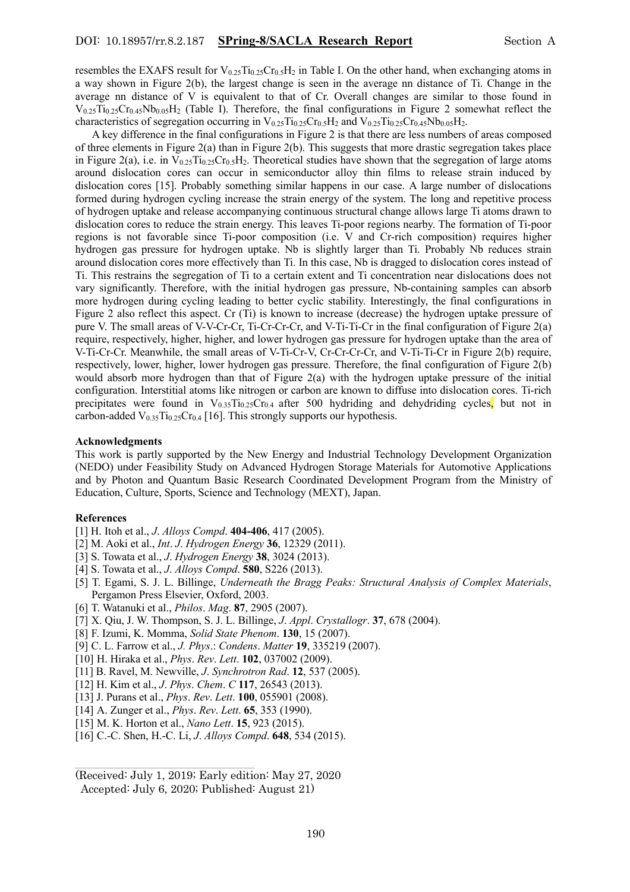resembles the EXAFS result for $V_{0.25}Ti_{0.25}Cr_{0.5}H_2$ in Table I. On the other hand, when exchanging atoms in a way shown in Figure 2(b), the largest change is seen in the average nn distance of Ti. Change in the average nn distance of V is equivalent to that of Cr. Overall changes are similar to those found in $V_{0.25}Ti_{0.25}Cr_{0.45}Nb_{0.05}H_2$ (Table I). Therefore, the final configurations in Figure 2 somewhat reflect the characteristics of segregation occurring in $V_{0.25}Ti_{0.25}Cr_{0.5}H_2$ and $V_{0.25}Ti_{0.25}Cr_{0.45}Nb_{0.05}H_2$.

A key difference in the final configurations in Figure 2 is that there are less numbers of areas composed of three elements in Figure 2(a) than in Figure 2(b). This suggests that more drastic segregation takes place in Figure 2(a), i.e. in $V_{0.25}Ti_{0.25}Cr_{0.5}H_2$. Theoretical studies have shown that the segregation of large atoms around dislocation cores can occur in semiconductor alloy thin films to release strain induced by dislocation cores [15]. Probably something similar happens in our case. A large number of dislocations formed during hydrogen cycling increase the strain energy of the system. The long and repetitive process of hydrogen uptake and release accompanying continuous structural change allows large Ti atoms drawn to dislocation cores to reduce the strain energy. This leaves Ti-poor regions nearby. The formation of Ti-poor regions is not favorable since Ti-poor composition (i.e. V and Cr-rich composition) requires higher hydrogen gas pressure for hydrogen uptake. Nb is slightly larger than Ti. Probably Nb reduces strain around dislocation cores more effectively than Ti. In this case, Nb is dragged to dislocation cores instead of Ti. This restrains the segregation of Ti to a certain extent and Ti concentration near dislocations does not vary significantly. Therefore, with the initial hydrogen gas pressure, Nb-containing samples can absorb more hydrogen during cycling leading to better cyclic stability. Interestingly, the final configurations in Figure 2 also reflect this aspect. Cr (Ti) is known to increase (decrease) the hydrogen uptake pressure of pure V. The small areas of V-V-Cr-Cr, Ti-Cr-Cr-Cr, and V-Ti-Ti-Cr in the final configuration of Figure 2(a) require, respectively, higher, higher, and lower hydrogen gas pressure for hydrogen uptake than the area of V-Ti-Cr-Cr. Meanwhile, the small areas of V-Ti-Cr-V, Cr-Cr-Cr-Cr, and V-Ti-Ti-Cr in Figure 2(b) require, respectively, lower, higher, lower hydrogen gas pressure. Therefore, the final configuration of Figure 2(b) would absorb more hydrogen than that of Figure 2(a) with the hydrogen uptake pressure of the initial configuration. Interstitial atoms like nitrogen or carbon are known to diffuse into dislocation cores. Ti-rich precipitates were found in $V_{0.35}Ti_{0.25}Cr_{0.4}$ after 500 hydriding and dehydriding cycles, but not in carbon-added $V_{0.35}Ti_{0.25}Cr_{0.4}$ [16]. This strongly supports our hypothesis.

**Acknowledgments**

This work is partly supported by the New Energy and Industrial Technology Development Organization (NEDO) under Feasibility Study on Advanced Hydrogen Storage Materials for Automotive Applications and by Photon and Quantum Basic Research Coordinated Development Program from the Ministry of Education, Culture, Sports, Science and Technology (MEXT), Japan.

**References**

[1] H. Itoh et al., *J. Alloys Compd*. **404-406**, 417 (2005).
[2] M. Aoki et al., *Int. J. Hydrogen Energy* **36**, 12329 (2011).
[3] S. Towata et al., *J. Hydrogen Energy* **38**, 3024 (2013).
[4] S. Towata et al., *J. Alloys Compd*. **580**, S226 (2013).
[5] T. Egami, S. J. L. Billinge, *Underneath the Bragg Peaks: Structural Analysis of Complex Materials*, Pergamon Press Elsevier, Oxford, 2003.
[6] T. Watanuki et al., *Philos. Mag*. **87**, 2905 (2007).
[7] X. Qiu, J. W. Thompson, S. J. L. Billinge, *J. Appl. Crystallogr*. **37**, 678 (2004).
[8] F. Izumi, K. Momma, *Solid State Phenom*. **130**, 15 (2007).
[9] C. L. Farrow et al., *J. Phys.: Condens. Matter* **19**, 335219 (2007).
[10] H. Hiraka et al., *Phys. Rev. Lett*. **102**, 037002 (2009).
[11] B. Ravel, M. Newville, *J. Synchrotron Rad*. **12**, 537 (2005).
[12] H. Kim et al., *J. Phys. Chem. C* **117**, 26543 (2013).
[13] J. Purans et al., *Phys. Rev. Lett*. **100**, 055901 (2008).
[14] A. Zunger et al., *Phys. Rev. Lett*. **65**, 353 (1990).
[15] M. K. Horton et al., *Nano Lett*. **15**, 923 (2015).
[16] C.-C. Shen, H.-C. Li, *J. Alloys Compd*. **648**, 534 (2015).

(Received: July 1, 2019; Early edition: May 27, 2020
Accepted: July 6, 2020; Published: August 21)